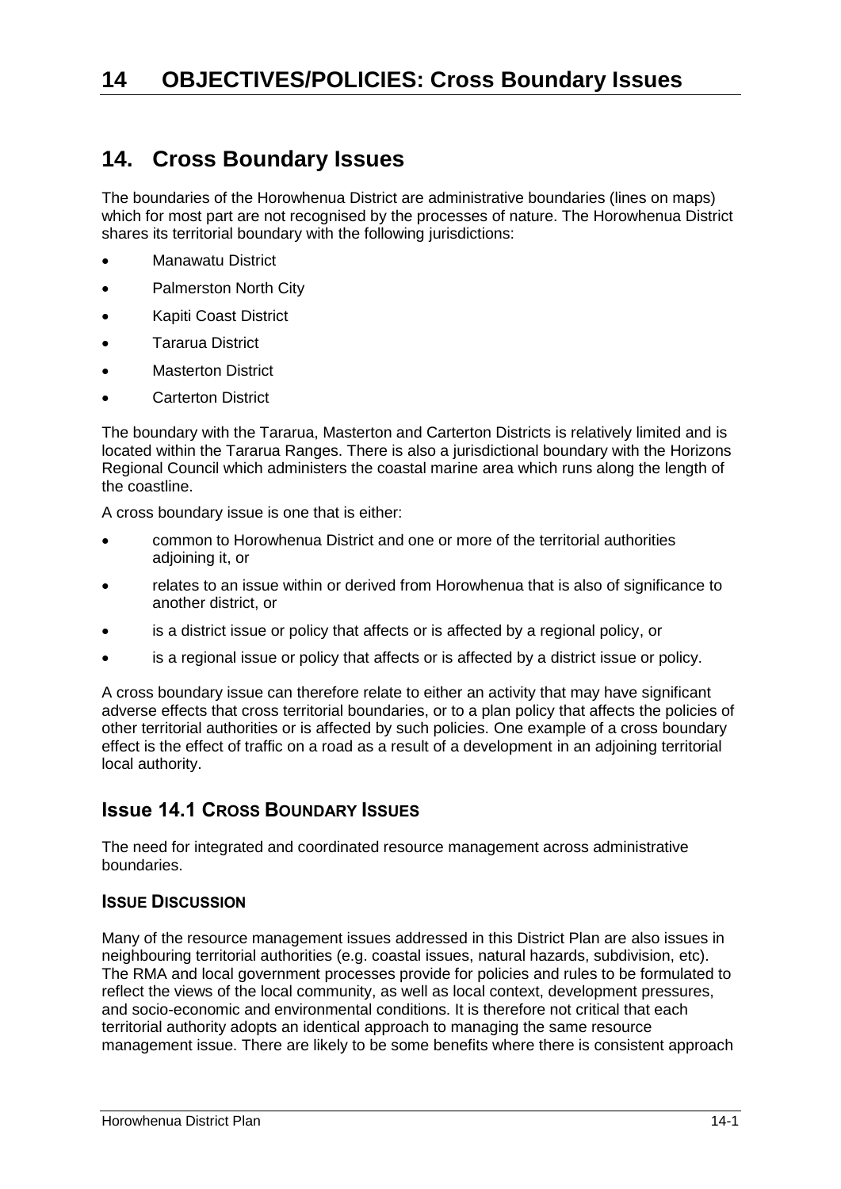# 14 OBJECTIVES/POLICIES: Cross Boundary Issues

## 14. Cross Boundary Issues

The boundaries of the Horowhenua District are administrative boundaries (lines on maps) which for most part are not recognised by the processes of nature. The Horowhenua District shares its territorial boundary with the following jurisdictions:

- Manawatu District
- Palmerston North City
- Kapiti Coast District
- Tararua District
- Masterton District
- Carterton District

The boundary with the Tararua, Masterton and Carterton Districts is relatively limited and is located within the Tararua Ranges. There is also a jurisdictional boundary with the Horizons Regional Council which administers the coastal marine area which runs along the length of the coastline.

A cross boundary issue is one that is either:

- common to Horowhenua District and one or more of the territorial authorities adjoining it, or
- relates to an issue within or derived from Horowhenua that is also of significance to another district, or
- is a district issue or policy that affects or is affected by a regional policy, or
- is a regional issue or policy that affects or is affected by a district issue or policy.

A cross boundary issue can therefore relate to either an activity that may have significant adverse effects that cross territorial boundaries, or to a plan policy that affects the policies of other territorial authorities or is affected by such policies. One example of a cross boundary effect is the effect of traffic on a road as a result of a development in an adjoining territorial local authority.

### Issue 14.1 CROSS BOUNDARY ISSUES

The need for integrated and coordinated resource management across administrative boundaries.

#### ISSUE DISCUSSION

Many of the resource management issues addressed in this District Plan are also issues in neighbouring territorial authorities (e.g. coastal issues, natural hazards, subdivision, etc). The RMA and local government processes provide for policies and rules to be formulated to reflect the views of the local community, as well as local context, development pressures, and socio-economic and environmental conditions. It is therefore not critical that each territorial authority adopts an identical approach to managing the same resource management issue. There are likely to be some benefits where there is consistent approach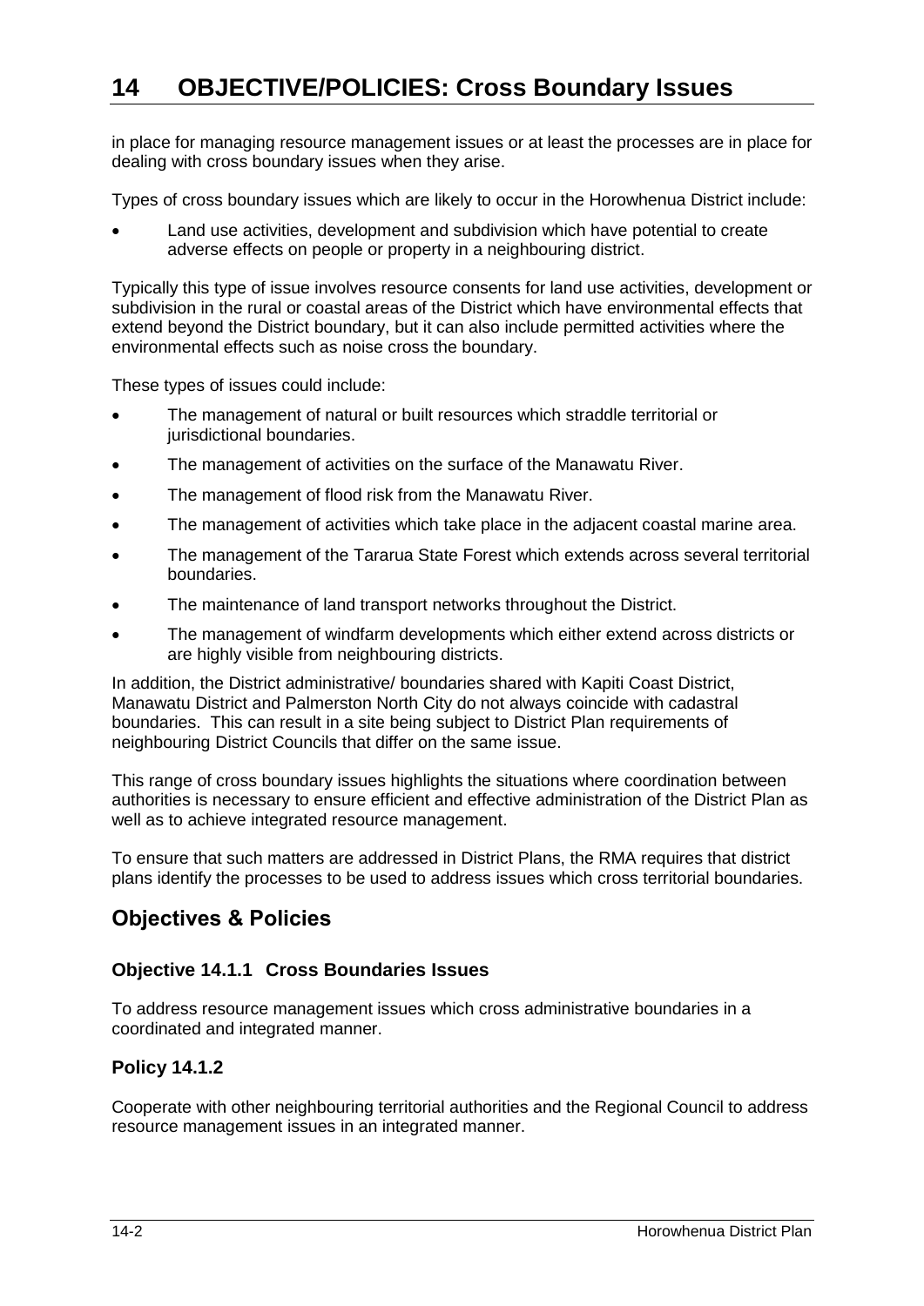# 14 OBJECTIVE/POLICIES: Cross Boundary Issues

in place for managing resource management issues or at least the processes are in place for dealing with cross boundary issues when they arise.

Types of cross boundary issues which are likely to occur in the Horowhenua District include:

- Land use activities, development and subdivision which have potential to create adverse effects on people or property in a neighbouring district.

Typically this type of issue involves resource consents for land use activities, development or subdivision in the rural or coastal areas of the District which have environmental effects that extend beyond the District boundary, but it can also include permitted activities where the environmental effects such as noise cross the boundary.

These types of issues could include:

- The management of natural or built resources which straddle territorial or jurisdictional boundaries.
- The management of activities on the surface of the Manawatu River.
- The management of flood risk from the Manawatu River.
- The management of activities which take place in the adjacent coastal marine area.
- The management of the Tararua State Forest which extends across several territorial boundaries.
- The maintenance of land transport networks throughout the District.
- The management of windfarm developments which either extend across districts or are highly visible from neighbouring districts.

In addition, the District administrative/ boundaries shared with Kapiti Coast District, Manawatu District and Palmerston North City do not always coincide with cadastral boundaries. This can result in a site being subject to District Plan requirements of neighbouring District Councils that differ on the same issue.

This range of cross boundary issues highlights the situations where coordination between authorities is necessary to ensure efficient and effective administration of the District Plan as well as to achieve integrated resource management.

To ensure that such matters are addressed in District Plans, the RMA requires that district plans identify the processes to be used to address issues which cross territorial boundaries.

## Objectives & Policies

### Objective 14.1.1 Cross Boundaries Issues

To address resource management issues which cross administrative boundaries in a coordinated and integrated manner.

### Policy 14.1.2

Cooperate with other neighbouring territorial authorities and the Regional Council to address resource management issues in an integrated manner.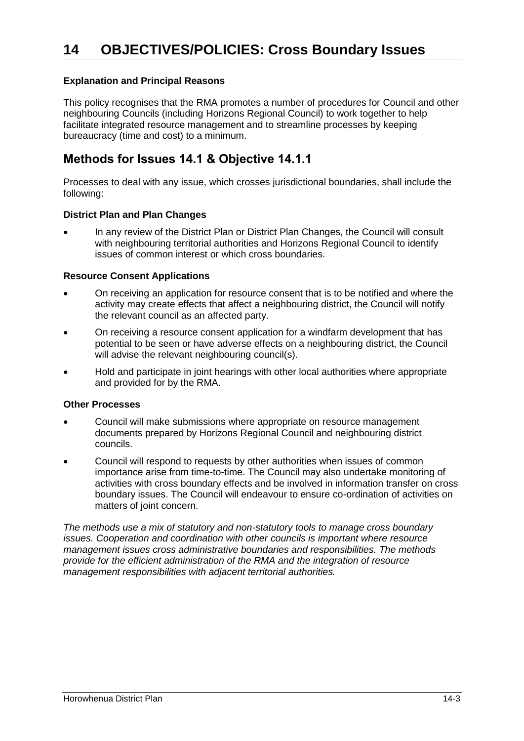# 14 OBJECTIVES/POLICIES: Cross Boundary Issues

**Explanation and Principal Reasons**

This policy recognises that the RMA promotes a number of procedures for Council and other neighbouring Councils (including Horizons Regional Council) to work together to help facilitate integrated resource management and to streamline processes by keeping bureaucracy (time and cost) to a minimum.

## Methods for Issues 14.1 & Objective 14.1.1

Processes to deal with any issue, which crosses jurisdictional boundaries, shall include the following:

**District Plan and Plan Changes**

- In any review of the District Plan or District Plan Changes, the Council will consult with neighbouring territorial authorities and Horizons Regional Council to identify issues of common interest or which cross boundaries.

**Resource Consent Applications**

- On receiving an application for resource consent that is to be notified and where the activity may create effects that affect a neighbouring district, the Council will notify the relevant council as an affected party.
- On receiving a resource consent application for a windfarm development that has potential to be seen or have adverse effects on a neighbouring district, the Council will advise the relevant neighbouring council(s).
- Hold and participate in joint hearings with other local authorities where appropriate and provided for by the RMA.

**Other Processes**

- Council will make submissions where appropriate on resource management documents prepared by Horizons Regional Council and neighbouring district councils.
- Council will respond to requests by other authorities when issues of common importance arise from time-to-time. The Council may also undertake monitoring of activities with cross boundary effects and be involved in information transfer on cross boundary issues. The Council will endeavour to ensure co-ordination of activities on matters of joint concern.

*The methods use a mix of statutory and non-statutory tools to manage cross boundary issues. Cooperation and coordination with other councils is important where resource management issues cross administrative boundaries and responsibilities. The methods provide for the efficient administration of the RMA and the integration of resource management responsibilities with adjacent territorial authorities.*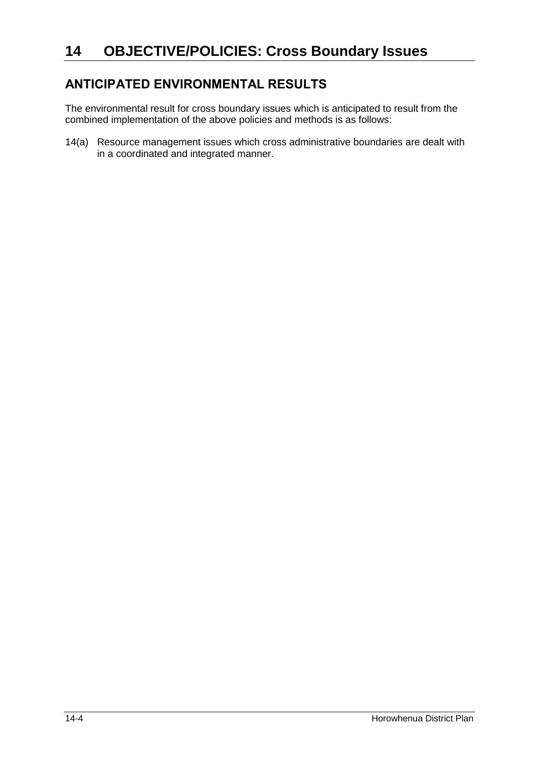# 14 OBJECTIVE/POLICIES: Cross Boundary Issues

## ANTICIPATED ENVIRONMENTAL RESULTS

The environmental result for cross boundary issues which is anticipated to result from the combined implementation of the above policies and methods is as follows:

14(a) Resource management issues which cross administrative boundaries are dealt with in a coordinated and integrated manner.